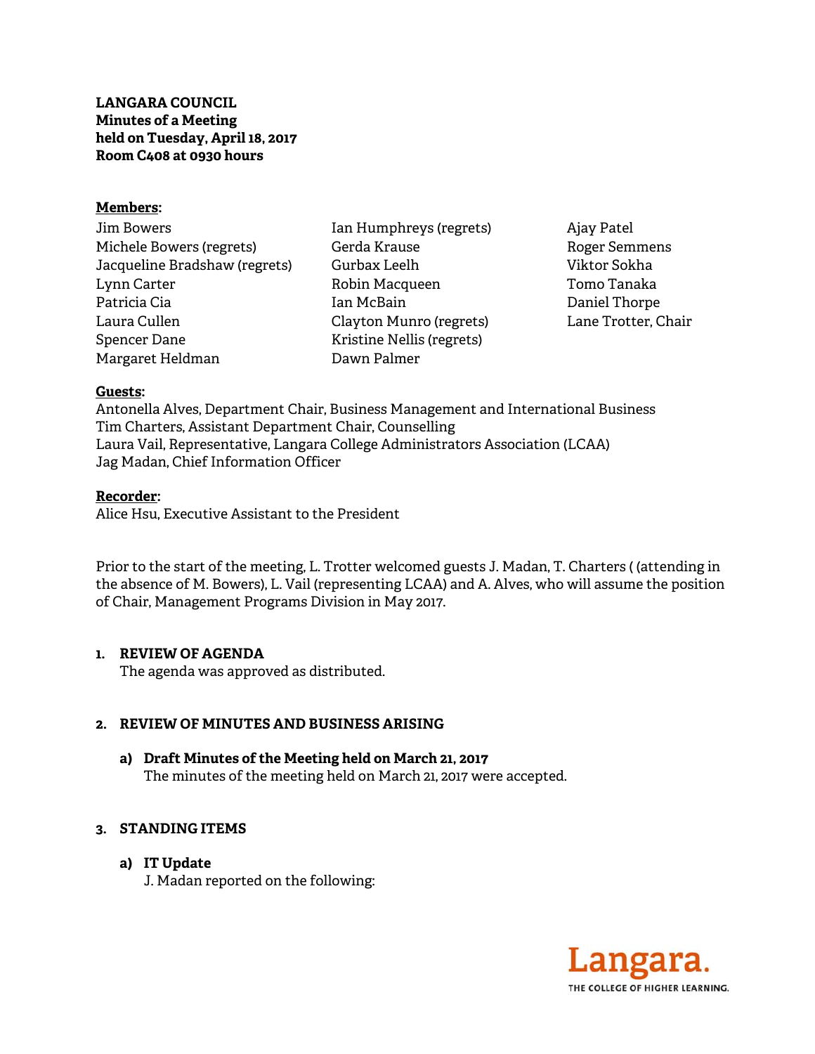**LANGARA COUNCIL**
**Minutes of a Meeting**
**held on Tuesday, April 18, 2017**
**Room C408 at 0930 hours**

**Members:**

Jim Bowers
Michele Bowers (regrets)
Jacqueline Bradshaw (regrets)
Lynn Carter
Patricia Cia
Laura Cullen
Spencer Dane
Margaret Heldman
Ian Humphreys (regrets)
Gerda Krause
Gurbax Leelh
Robin Macqueen
Ian McBain
Clayton Munro (regrets)
Kristine Nellis (regrets)
Dawn Palmer
Ajay Patel
Roger Semmens
Viktor Sokha
Tomo Tanaka
Daniel Thorpe
Lane Trotter, Chair

**Guests:**

Antonella Alves, Department Chair, Business Management and International Business
Tim Charters, Assistant Department Chair, Counselling
Laura Vail, Representative, Langara College Administrators Association (LCAA)
Jag Madan, Chief Information Officer

**Recorder:**

Alice Hsu, Executive Assistant to the President

Prior to the start of the meeting, L. Trotter welcomed guests J. Madan, T. Charters ( (attending in the absence of M. Bowers), L. Vail (representing LCAA) and A. Alves, who will assume the position of Chair, Management Programs Division in May 2017.

**1. REVIEW OF AGENDA**

The agenda was approved as distributed.

**2. REVIEW OF MINUTES AND BUSINESS ARISING**

**a) Draft Minutes of the Meeting held on March 21, 2017**

The minutes of the meeting held on March 21, 2017 were accepted.

**3. STANDING ITEMS**

**a) IT Update**

J. Madan reported on the following: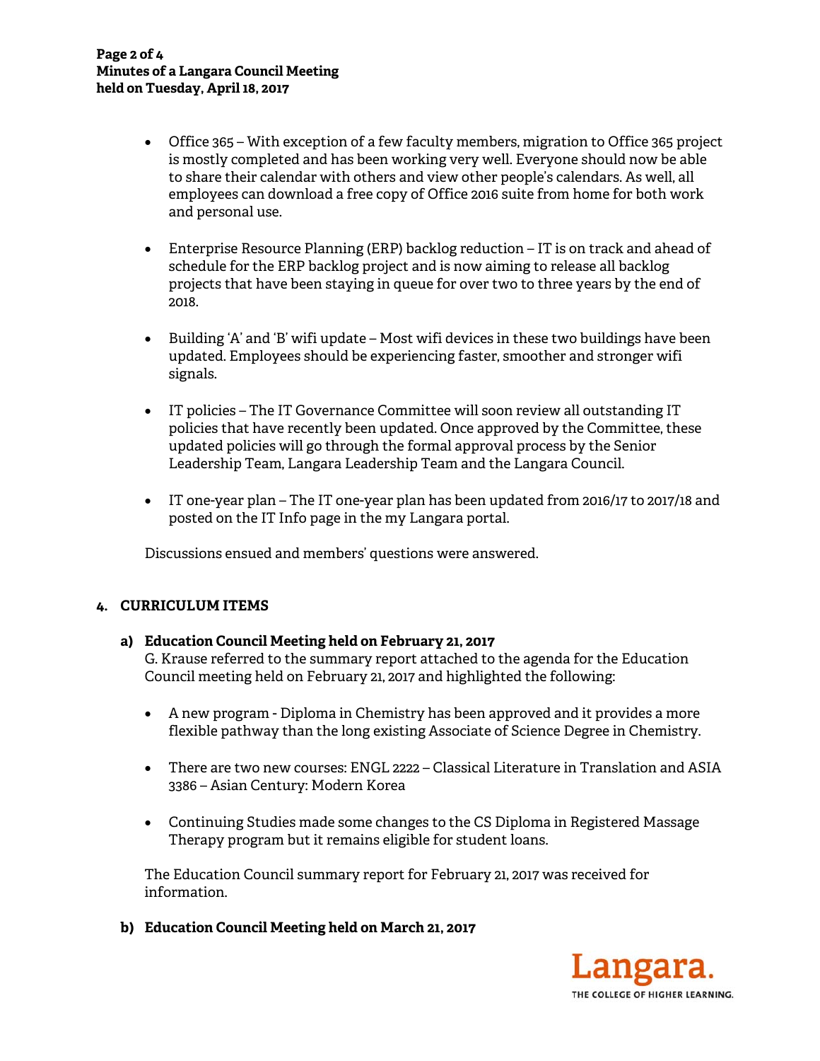- Office 365 – With exception of a few faculty members, migration to Office 365 project is mostly completed and has been working very well. Everyone should now be able to share their calendar with others and view other people's calendars. As well, all employees can download a free copy of Office 2016 suite from home for both work and personal use.

- Enterprise Resource Planning (ERP) backlog reduction – IT is on track and ahead of schedule for the ERP backlog project and is now aiming to release all backlog projects that have been staying in queue for over two to three years by the end of 2018.

- Building 'A' and 'B' wifi update – Most wifi devices in these two buildings have been updated. Employees should be experiencing faster, smoother and stronger wifi signals.

- IT policies – The IT Governance Committee will soon review all outstanding IT policies that have recently been updated. Once approved by the Committee, these updated policies will go through the formal approval process by the Senior Leadership Team, Langara Leadership Team and the Langara Council.

- IT one-year plan – The IT one-year plan has been updated from 2016/17 to 2017/18 and posted on the IT Info page in the my Langara portal.

Discussions ensued and members' questions were answered.

## 4. CURRICULUM ITEMS

### a) Education Council Meeting held on February 21, 2017

G. Krause referred to the summary report attached to the agenda for the Education Council meeting held on February 21, 2017 and highlighted the following:

- A new program - Diploma in Chemistry has been approved and it provides a more flexible pathway than the long existing Associate of Science Degree in Chemistry.

- There are two new courses: ENGL 2222 – Classical Literature in Translation and ASIA 3386 – Asian Century: Modern Korea

- Continuing Studies made some changes to the CS Diploma in Registered Massage Therapy program but it remains eligible for student loans.

The Education Council summary report for February 21, 2017 was received for information.

### b) Education Council Meeting held on March 21, 2017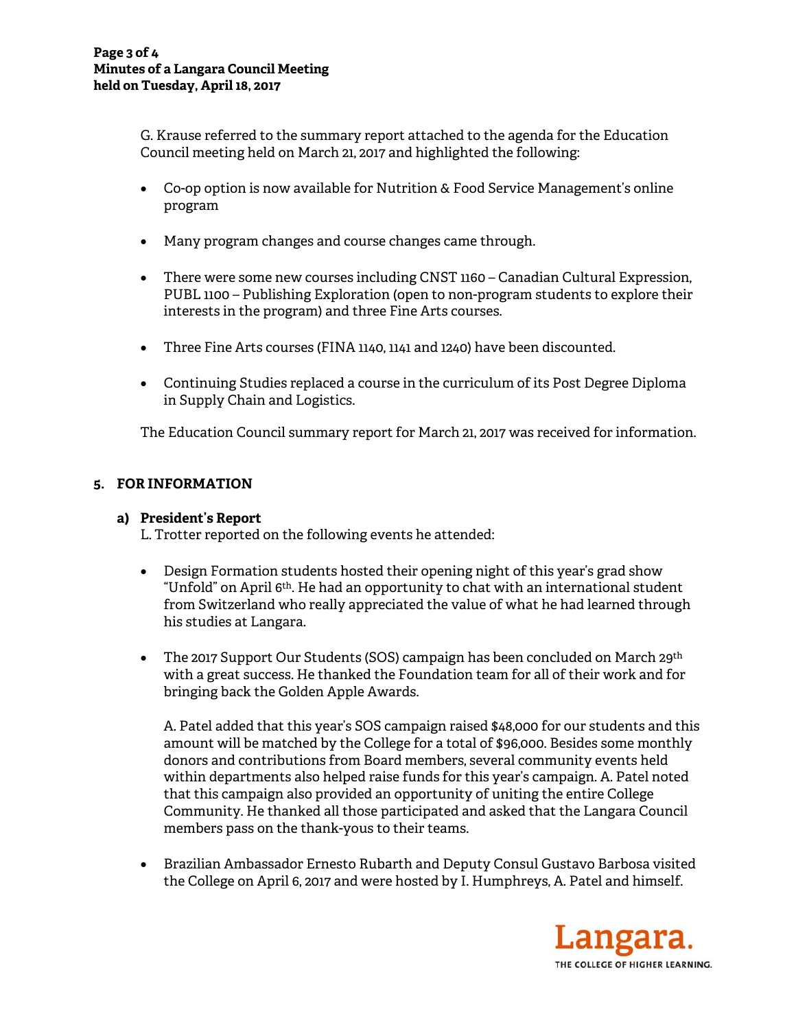G. Krause referred to the summary report attached to the agenda for the Education Council meeting held on March 21, 2017 and highlighted the following:

- Co-op option is now available for Nutrition & Food Service Management's online program
- Many program changes and course changes came through.
- There were some new courses including CNST 1160 – Canadian Cultural Expression, PUBL 1100 – Publishing Exploration (open to non-program students to explore their interests in the program) and three Fine Arts courses.
- Three Fine Arts courses (FINA 1140, 1141 and 1240) have been discounted.
- Continuing Studies replaced a course in the curriculum of its Post Degree Diploma in Supply Chain and Logistics.

The Education Council summary report for March 21, 2017 was received for information.

## 5. FOR INFORMATION

### a) President's Report

L. Trotter reported on the following events he attended:

- Design Formation students hosted their opening night of this year's grad show "Unfold" on April 6th. He had an opportunity to chat with an international student from Switzerland who really appreciated the value of what he had learned through his studies at Langara.
- The 2017 Support Our Students (SOS) campaign has been concluded on March 29th with a great success. He thanked the Foundation team for all of their work and for bringing back the Golden Apple Awards.

  A. Patel added that this year's SOS campaign raised $48,000 for our students and this amount will be matched by the College for a total of $96,000. Besides some monthly donors and contributions from Board members, several community events held within departments also helped raise funds for this year's campaign. A. Patel noted that this campaign also provided an opportunity of uniting the entire College Community. He thanked all those participated and asked that the Langara Council members pass on the thank-yous to their teams.
- Brazilian Ambassador Ernesto Rubarth and Deputy Consul Gustavo Barbosa visited the College on April 6, 2017 and were hosted by I. Humphreys, A. Patel and himself.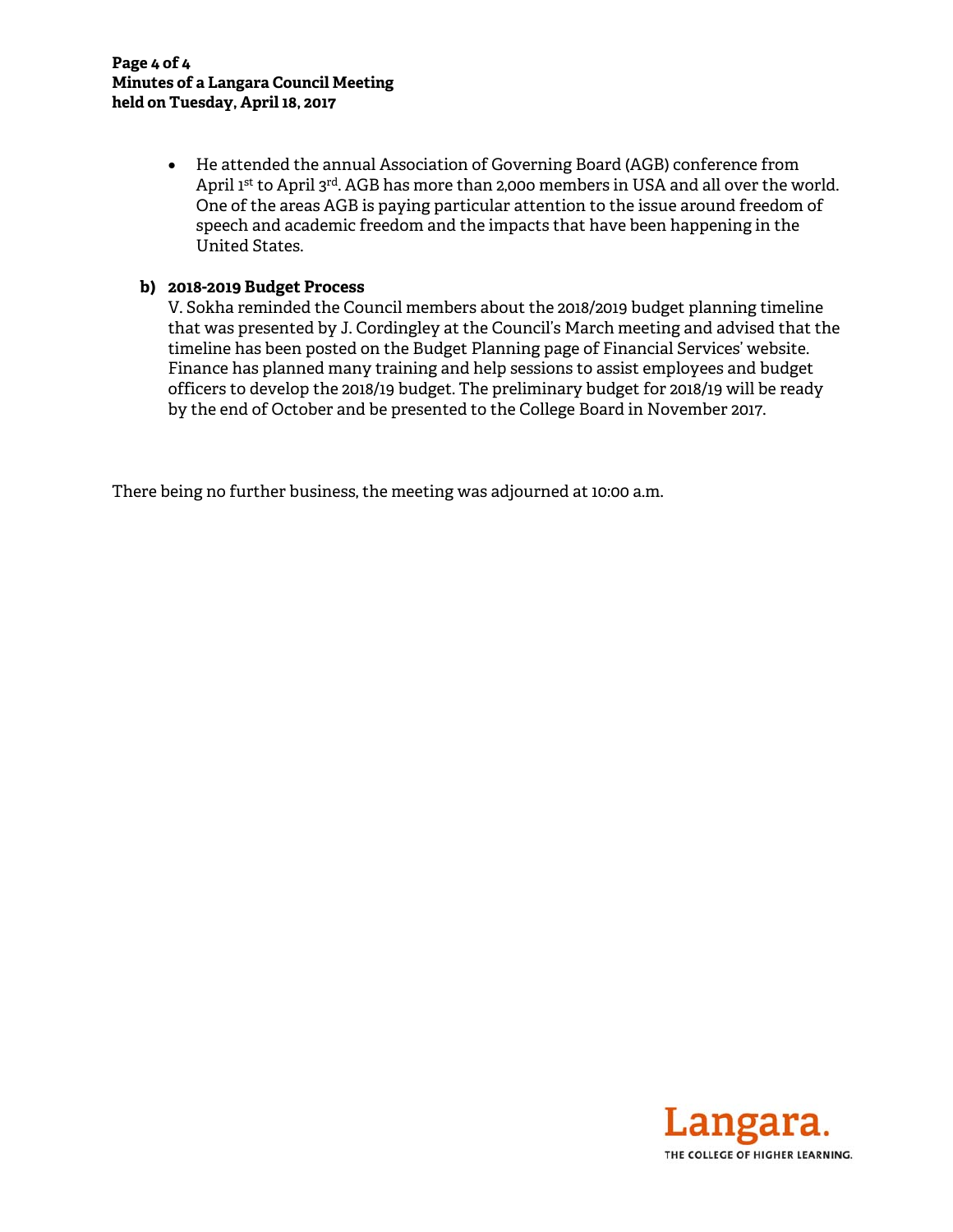- He attended the annual Association of Governing Board (AGB) conference from April 1st to April 3rd. AGB has more than 2,000 members in USA and all over the world. One of the areas AGB is paying particular attention to the issue around freedom of speech and academic freedom and the impacts that have been happening in the United States.

**b) 2018-2019 Budget Process**

V. Sokha reminded the Council members about the 2018/2019 budget planning timeline that was presented by J. Cordingley at the Council's March meeting and advised that the timeline has been posted on the Budget Planning page of Financial Services' website. Finance has planned many training and help sessions to assist employees and budget officers to develop the 2018/19 budget. The preliminary budget for 2018/19 will be ready by the end of October and be presented to the College Board in November 2017.

There being no further business, the meeting was adjourned at 10:00 a.m.